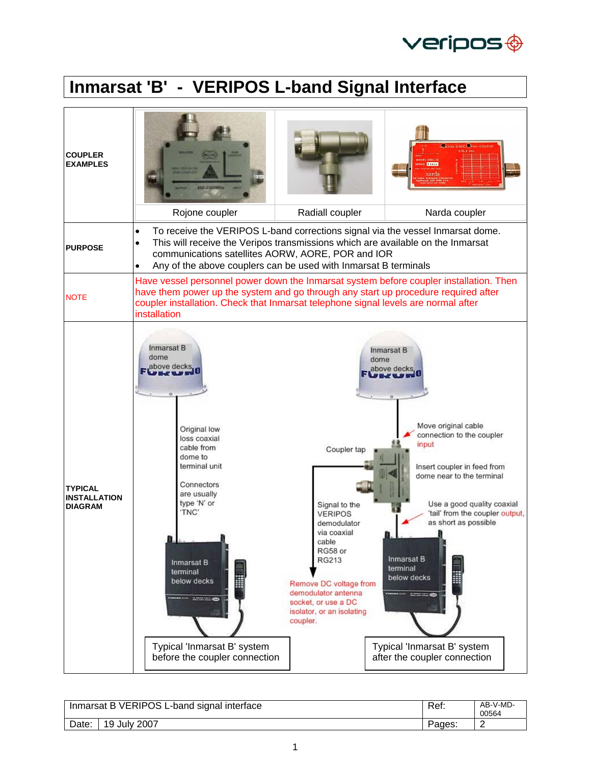# Inmarsat 'B' - VERIPOS L-band Signal Interface

| | | | |
|---|---|---|---|
| **COUPLER EXAMPLES** | Rojone coupler | Radiall coupler | Narda coupler |
| **PURPOSE** | • To receive the VERIPOS L-band corrections signal via the vessel Inmarsat dome.<br>• This will receive the Veripos transmissions which are available on the Inmarsat communications satellites AORW, AORE, POR and IOR<br>• Any of the above couplers can be used with Inmarsat B terminals | | |
| NOTE | Have vessel personnel power down the Inmarsat system before coupler installation. Then have them power up the system and go through any start up procedure required after coupler installation. Check that Inmarsat telephone signal levels are normal after installation | | |
| **TYPICAL INSTALLATION DIAGRAM** | | | |

Inmarsat B dome above decks

Original low loss coaxial cable from dome to terminal unit

Connectors are usually type 'N' or 'TNC'

Inmarsat B terminal below decks

Typical 'Inmarsat B' system before the coupler connection

Inmarsat B dome above decks

Coupler tap

Move original cable connection to the coupler input

Insert coupler in feed from dome near to the terminal

Signal to the VERIPOS demodulator via coaxial cable RG58 or RG213

Use a good quality coaxial 'tail' from the coupler output, as short as possible

Remove DC voltage from demodulator antenna socket, or use a DC isolator, or an isolating coupler.

Inmarsat B terminal below decks

Typical 'Inmarsat B' system after the coupler connection

| Inmarsat B VERIPOS L-band signal interface | | Ref: | AB-V-MD-00564 |
|---|---|---|---|
| Date: | 19 July 2007 | Pages: | 2 |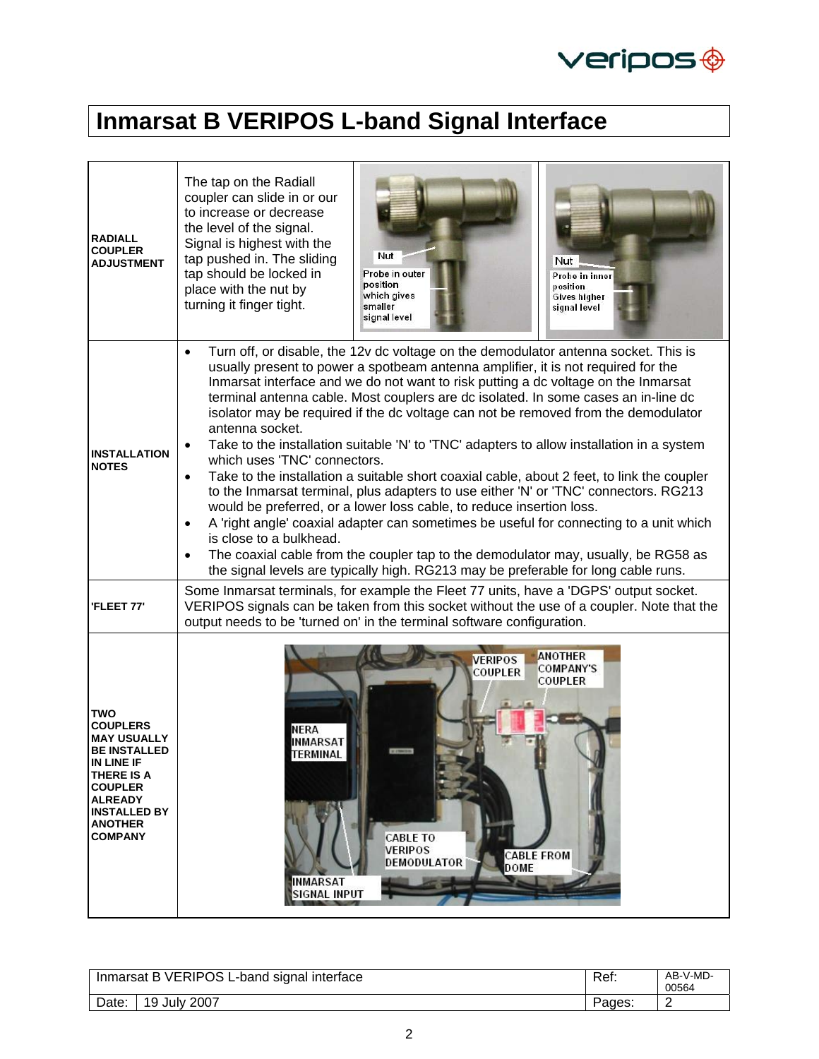# Inmarsat B VERIPOS L-band Signal Interface

| | | | |
|---|---|---|---|
| **RADIALL COUPLER ADJUSTMENT** | The tap on the Radiall coupler can slide in or our to increase or decrease the level of the signal. Signal is highest with the tap pushed in. The sliding tap should be locked in place with the nut by turning it finger tight. | Nut<br>Probe in outer position which gives smaller signal level | Nut<br>Probe in inner position Gives higher signal level |
| **INSTALLATION NOTES** | • Turn off, or disable, the 12v dc voltage on the demodulator antenna socket. This is usually present to power a spotbeam antenna amplifier, it is not required for the Inmarsat interface and we do not want to risk putting a dc voltage on the Inmarsat terminal antenna cable. Most couplers are dc isolated. In some cases an in-line dc isolator may be required if the dc voltage can not be removed from the demodulator antenna socket.<br>• Take to the installation suitable 'N' to 'TNC' adapters to allow installation in a system which uses 'TNC' connectors.<br>• Take to the installation a suitable short coaxial cable, about 2 feet, to link the coupler to the Inmarsat terminal, plus adapters to use either 'N' or 'TNC' connectors. RG213 would be preferred, or a lower loss cable, to reduce insertion loss.<br>• A 'right angle' coaxial adapter can sometimes be useful for connecting to a unit which is close to a bulkhead.<br>• The coaxial cable from the coupler tap to the demodulator may, usually, be RG58 as the signal levels are typically high. RG213 may be preferable for long cable runs. | | |
| **'FLEET 77'** | Some Inmarsat terminals, for example the Fleet 77 units, have a 'DGPS' output socket. VERIPOS signals can be taken from this socket without the use of a coupler. Note that the output needs to be 'turned on' in the terminal software configuration. | | |
| **TWO COUPLERS MAY USUALLY BE INSTALLED IN LINE IF THERE IS A COUPLER ALREADY INSTALLED BY ANOTHER COMPANY** | VERIPOS COUPLER<br>ANOTHER COMPANY'S COUPLER<br>NERA INMARSAT TERMINAL<br>CABLE TO VERIPOS DEMODULATOR<br>CABLE FROM DOME<br>INMARSAT SIGNAL INPUT | | |

| | | | |
|---|---|---|---|
| Inmarsat B VERIPOS L-band signal interface | | Ref: | AB-V-MD-00564 |
| Date: | 19 July 2007 | Pages: | 2 |